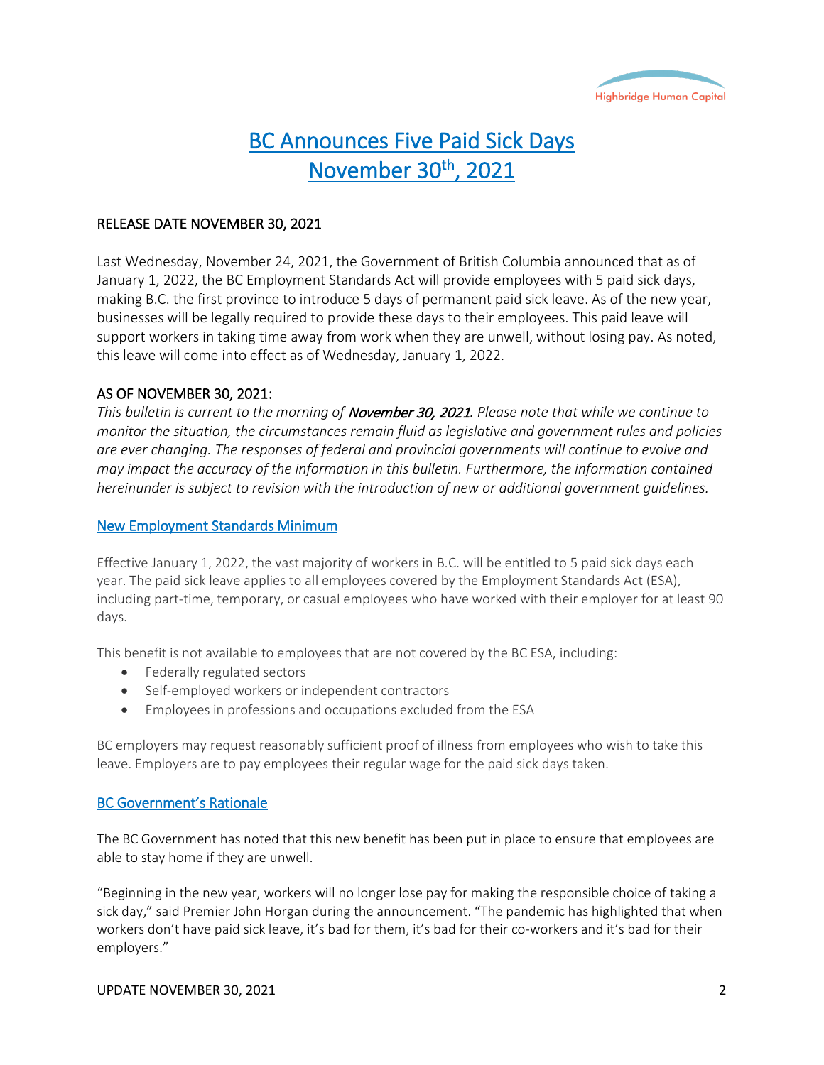# BC Announces Five Paid Sick Days
# November 30th, 2021

**RELEASE DATE NOVEMBER 30, 2021**

Last Wednesday, November 24, 2021, the Government of British Columbia announced that as of January 1, 2022, the BC Employment Standards Act will provide employees with 5 paid sick days, making B.C. the first province to introduce 5 days of permanent paid sick leave. As of the new year, businesses will be legally required to provide these days to their employees. This paid leave will support workers in taking time away from work when they are unwell, without losing pay. As noted, this leave will come into effect as of Wednesday, January 1, 2022.

**AS OF NOVEMBER 30, 2021:**

*This bulletin is current to the morning of **November 30, 2021**. Please note that while we continue to monitor the situation, the circumstances remain fluid as legislative and government rules and policies are ever changing. The responses of federal and provincial governments will continue to evolve and may impact the accuracy of the information in this bulletin. Furthermore, the information contained hereinunder is subject to revision with the introduction of new or additional government guidelines.*

## New Employment Standards Minimum

Effective January 1, 2022, the vast majority of workers in B.C. will be entitled to 5 paid sick days each year. The paid sick leave applies to all employees covered by the Employment Standards Act (ESA), including part-time, temporary, or casual employees who have worked with their employer for at least 90 days.

This benefit is not available to employees that are not covered by the BC ESA, including:

- Federally regulated sectors
- Self-employed workers or independent contractors
- Employees in professions and occupations excluded from the ESA

BC employers may request reasonably sufficient proof of illness from employees who wish to take this leave. Employers are to pay employees their regular wage for the paid sick days taken.

## BC Government's Rationale

The BC Government has noted that this new benefit has been put in place to ensure that employees are able to stay home if they are unwell.

"Beginning in the new year, workers will no longer lose pay for making the responsible choice of taking a sick day," said Premier John Horgan during the announcement. "The pandemic has highlighted that when workers don't have paid sick leave, it's bad for them, it's bad for their co-workers and it's bad for their employers."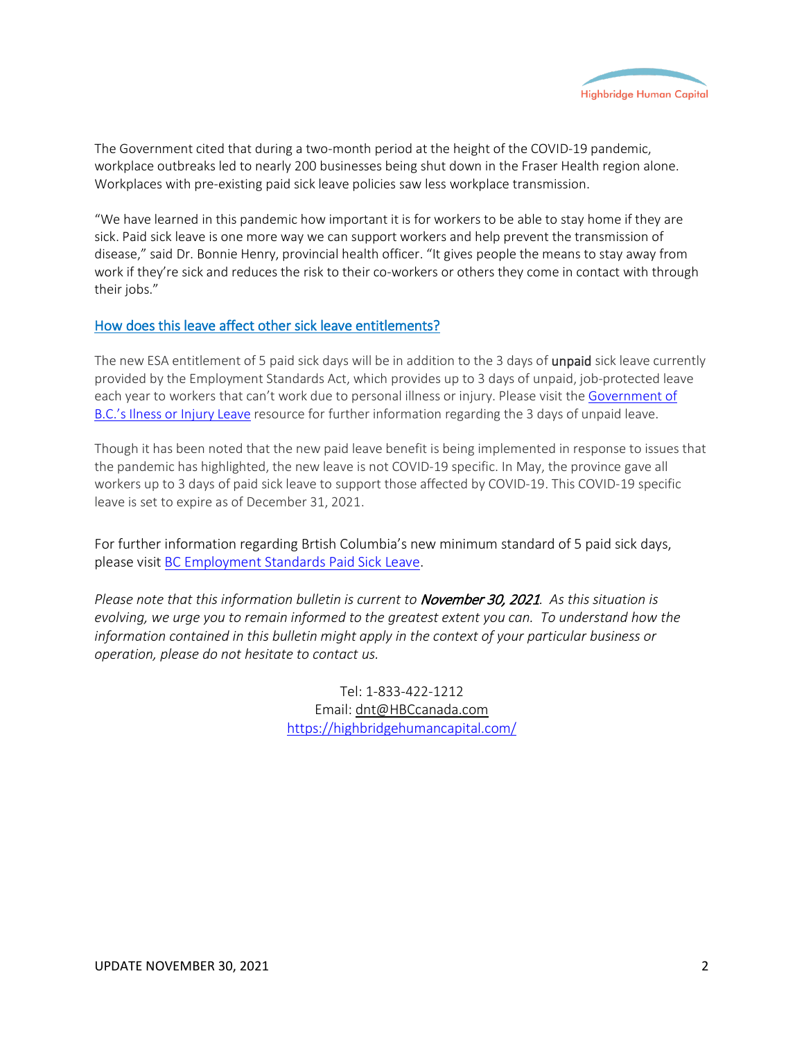The Government cited that during a two-month period at the height of the COVID-19 pandemic, workplace outbreaks led to nearly 200 businesses being shut down in the Fraser Health region alone. Workplaces with pre-existing paid sick leave policies saw less workplace transmission.

"We have learned in this pandemic how important it is for workers to be able to stay home if they are sick. Paid sick leave is one more way we can support workers and help prevent the transmission of disease," said Dr. Bonnie Henry, provincial health officer. "It gives people the means to stay away from work if they're sick and reduces the risk to their co-workers or others they come in contact with through their jobs."

### How does this leave affect other sick leave entitlements?

The new ESA entitlement of 5 paid sick days will be in addition to the 3 days of **unpaid** sick leave currently provided by the Employment Standards Act, which provides up to 3 days of unpaid, job-protected leave each year to workers that can't work due to personal illness or injury. Please visit the Government of B.C.'s Illness or Injury Leave resource for further information regarding the 3 days of unpaid leave.

Though it has been noted that the new paid leave benefit is being implemented in response to issues that the pandemic has highlighted, the new leave is not COVID-19 specific. In May, the province gave all workers up to 3 days of paid sick leave to support those affected by COVID-19. This COVID-19 specific leave is set to expire as of December 31, 2021.

For further information regarding Brtish Columbia's new minimum standard of 5 paid sick days, please visit BC Employment Standards Paid Sick Leave.

*Please note that this information bulletin is current to **November 30, 2021**. As this situation is evolving, we urge you to remain informed to the greatest extent you can. To understand how the information contained in this bulletin might apply in the context of your particular business or operation, please do not hesitate to contact us.*

Tel: 1-833-422-1212
Email: dnt@HBCcanada.com
https://highbridgehumancapital.com/